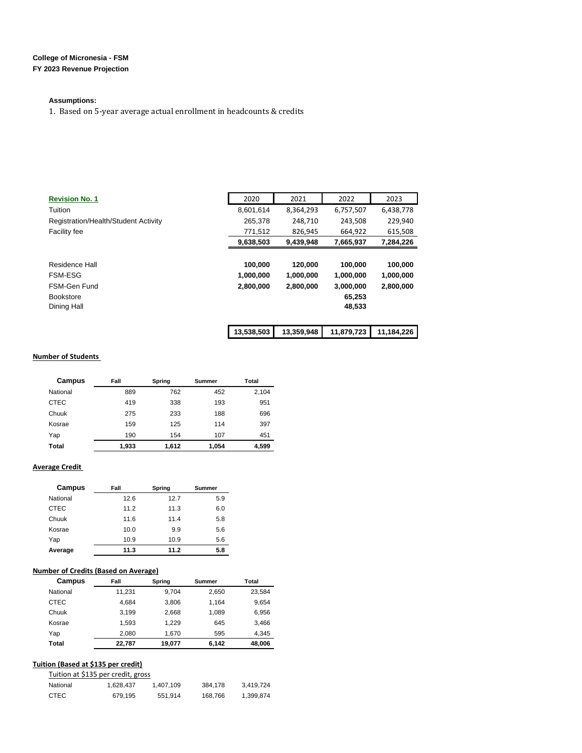**College of Micronesia - FSM**
**FY 2023 Revenue Projection**

**Assumptions:**

1. Based on 5-year average actual enrollment in headcounts & credits

| **Revision No. 1** | 2020 | 2021 | 2022 | 2023 |
| --- | --- | --- | --- | --- |
| Tuition | 8,601,614 | 8,364,293 | 6,757,507 | 6,438,778 |
| Registration/Health/Student Activity | 265,378 | 248,710 | 243,508 | 229,940 |
| Facility fee | 771,512 | 826,945 | 664,922 | 615,508 |
| | **9,638,503** | **9,439,948** | **7,665,937** | **7,284,226** |
| Residence Hall | **100,000** | **120,000** | **100,000** | **100,000** |
| FSM-ESG | **1,000,000** | **1,000,000** | **1,000,000** | **1,000,000** |
| FSM-Gen Fund | **2,800,000** | **2,800,000** | **3,000,000** | **2,800,000** |
| Bookstore | | | **65,253** | |
| Dining Hall | | | **48,533** | |
| | **13,538,503** | **13,359,948** | **11,879,723** | **11,184,226** |

**Number of Students**

| Campus | Fall | Spring | Summer | Total |
| --- | --- | --- | --- | --- |
| National | 889 | 762 | 452 | 2,104 |
| CTEC | 419 | 338 | 193 | 951 |
| Chuuk | 275 | 233 | 188 | 696 |
| Kosrae | 159 | 125 | 114 | 397 |
| Yap | 190 | 154 | 107 | 451 |
| **Total** | **1,933** | **1,612** | **1,054** | **4,599** |

**Average Credit**

| Campus | Fall | Spring | Summer |
| --- | --- | --- | --- |
| National | 12.6 | 12.7 | 5.9 |
| CTEC | 11.2 | 11.3 | 6.0 |
| Chuuk | 11.6 | 11.4 | 5.8 |
| Kosrae | 10.0 | 9.9 | 5.6 |
| Yap | 10.9 | 10.9 | 5.6 |
| **Average** | **11.3** | **11.2** | **5.8** |

**Number of Credits (Based on Average)**

| Campus | Fall | Spring | Summer | Total |
| --- | --- | --- | --- | --- |
| National | 11,231 | 9,704 | 2,650 | 23,584 |
| CTEC | 4,684 | 3,806 | 1,164 | 9,654 |
| Chuuk | 3,199 | 2,668 | 1,089 | 6,956 |
| Kosrae | 1,593 | 1,229 | 645 | 3,466 |
| Yap | 2,080 | 1,670 | 595 | 4,345 |
| **Total** | **22,787** | **19,077** | **6,142** | **48,006** |

**Tuition (Based at $135 per credit)**

Tuition at $135 per credit, gross

| | | | | |
| --- | --- | --- | --- | --- |
| National | 1,628,437 | 1,407,109 | 384,178 | 3,419,724 |
| CTEC | 679,195 | 551,914 | 168,766 | 1,399,874 |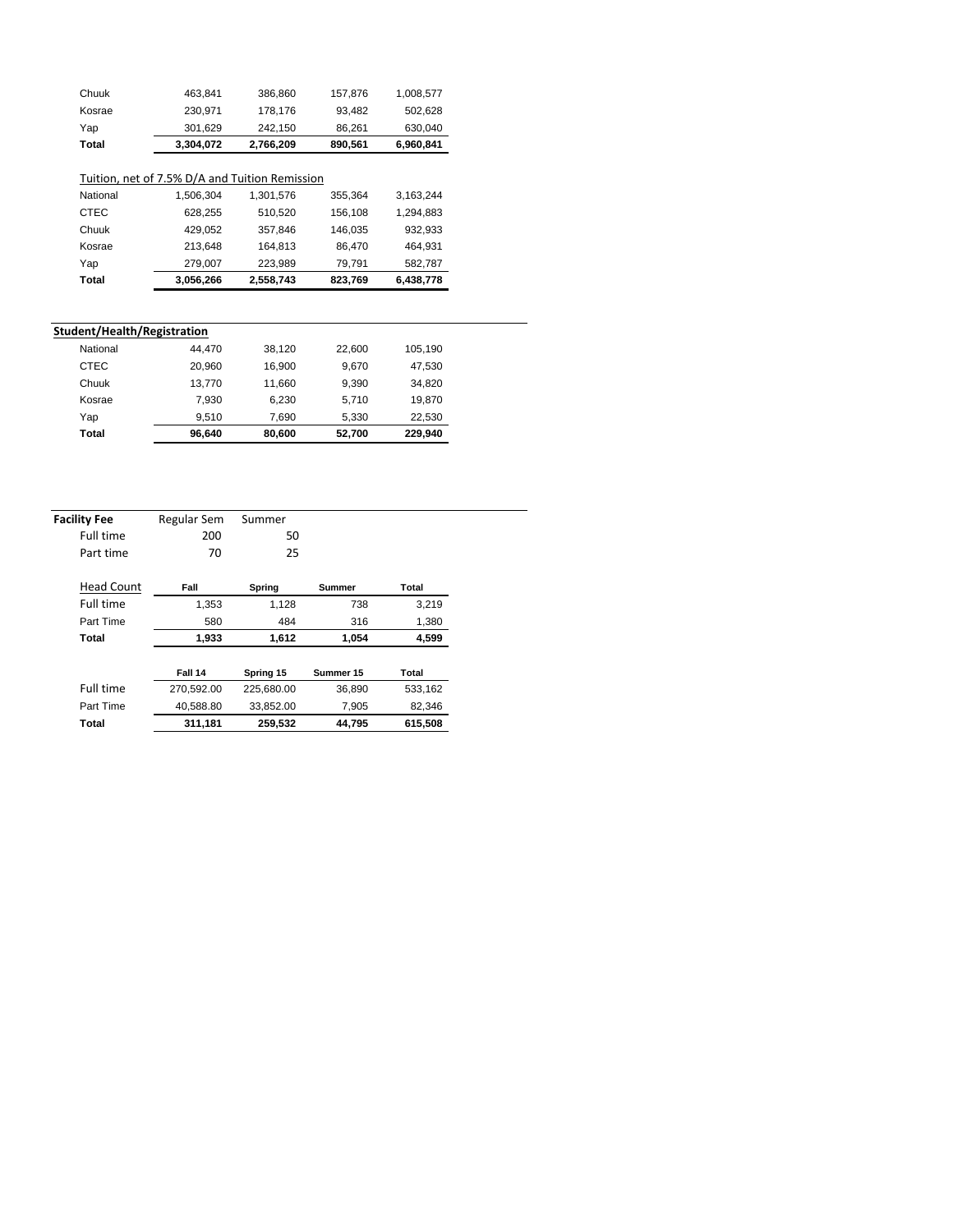| | | | | |
|---|---|---|---|---|
| Chuuk | 463,841 | 386,860 | 157,876 | 1,008,577 |
| Kosrae | 230,971 | 178,176 | 93,482 | 502,628 |
| Yap | 301,629 | 242,150 | 86,261 | 630,040 |
| **Total** | **3,304,072** | **2,766,209** | **890,561** | **6,960,841** |

Tuition, net of 7.5% D/A and Tuition Remission

| | | | | |
|---|---|---|---|---|
| National | 1,506,304 | 1,301,576 | 355,364 | 3,163,244 |
| CTEC | 628,255 | 510,520 | 156,108 | 1,294,883 |
| Chuuk | 429,052 | 357,846 | 146,035 | 932,933 |
| Kosrae | 213,648 | 164,813 | 86,470 | 464,931 |
| Yap | 279,007 | 223,989 | 79,791 | 582,787 |
| **Total** | **3,056,266** | **2,558,743** | **823,769** | **6,438,778** |

**Student/Health/Registration**

| | | | | |
|---|---|---|---|---|
| National | 44,470 | 38,120 | 22,600 | 105,190 |
| CTEC | 20,960 | 16,900 | 9,670 | 47,530 |
| Chuuk | 13,770 | 11,660 | 9,390 | 34,820 |
| Kosrae | 7,930 | 6,230 | 5,710 | 19,870 |
| Yap | 9,510 | 7,690 | 5,330 | 22,530 |
| **Total** | **96,640** | **80,600** | **52,700** | **229,940** |

| **Facility Fee** | Regular Sem | Summer |
|---|---|---|
| Full time | 200 | 50 |
| Part time | 70 | 25 |

| Head Count | Fall | Spring | Summer | Total |
|---|---|---|---|---|
| Full time | 1,353 | 1,128 | 738 | 3,219 |
| Part Time | 580 | 484 | 316 | 1,380 |
| **Total** | **1,933** | **1,612** | **1,054** | **4,599** |

| | Fall 14 | Spring 15 | Summer 15 | Total |
|---|---|---|---|---|
| Full time | 270,592.00 | 225,680.00 | 36,890 | 533,162 |
| Part Time | 40,588.80 | 33,852.00 | 7,905 | 82,346 |
| **Total** | **311,181** | **259,532** | **44,795** | **615,508** |